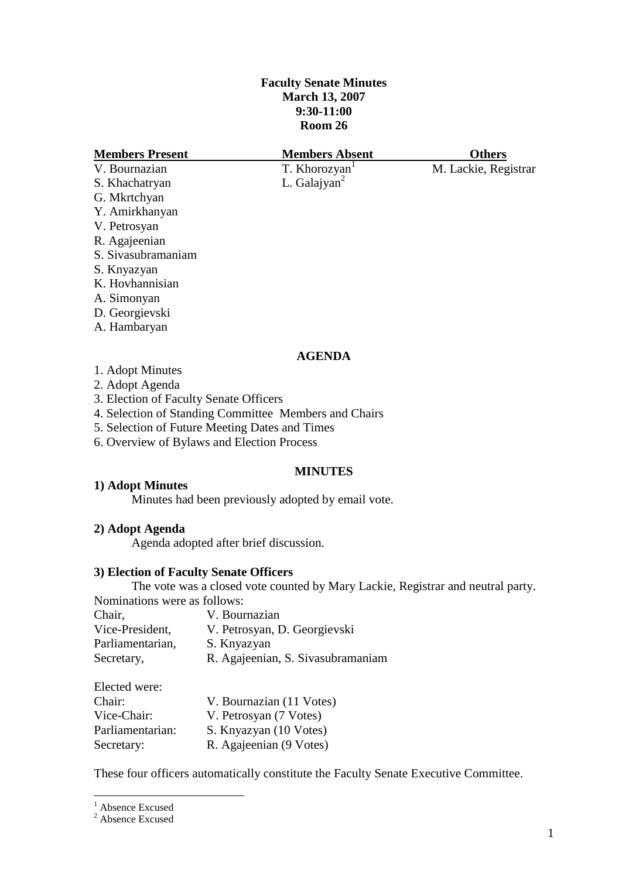# Faculty Senate Minutes
**March 13, 2007**
**9:30-11:00**
**Room 26**

| Members Present | Members Absent | Others |
|---|---|---|
| V. Bournazian | T. Khorozyan[1] | M. Lackie, Registrar |
| S. Khachatryan | L. Galajyan[2] | |
| G. Mkrtchyan | | |
| Y. Amirkhanyan | | |
| V. Petrosyan | | |
| R. Agajeenian | | |
| S. Sivasubramaniam | | |
| S. Knyazyan | | |
| K. Hovhannisian | | |
| A. Simonyan | | |
| D. Georgievski | | |
| A. Hambaryan | | |

## AGENDA

1. Adopt Minutes
2. Adopt Agenda
3. Election of Faculty Senate Officers
4. Selection of Standing Committee Members and Chairs
5. Selection of Future Meeting Dates and Times
6. Overview of Bylaws and Election Process

## MINUTES

### 1) Adopt Minutes

Minutes had been previously adopted by email vote.

### 2) Adopt Agenda

Agenda adopted after brief discussion.

### 3) Election of Faculty Senate Officers

The vote was a closed vote counted by Mary Lackie, Registrar and neutral party.

Nominations were as follows:

| | |
|---|---|
| Chair, | V. Bournazian |
| Vice-President, | V. Petrosyan, D. Georgievski |
| Parliamentarian, | S. Knyazyan |
| Secretary, | R. Agajeenian, S. Sivasubramaniam |

Elected were:

| | |
|---|---|
| Chair: | V. Bournazian (11 Votes) |
| Vice-Chair: | V. Petrosyan (7 Votes) |
| Parliamentarian: | S. Knyazyan (10 Votes) |
| Secretary: | R. Agajeenian (9 Votes) |

These four officers automatically constitute the Faculty Senate Executive Committee.

---

[1] Absence Excused

[2] Absence Excused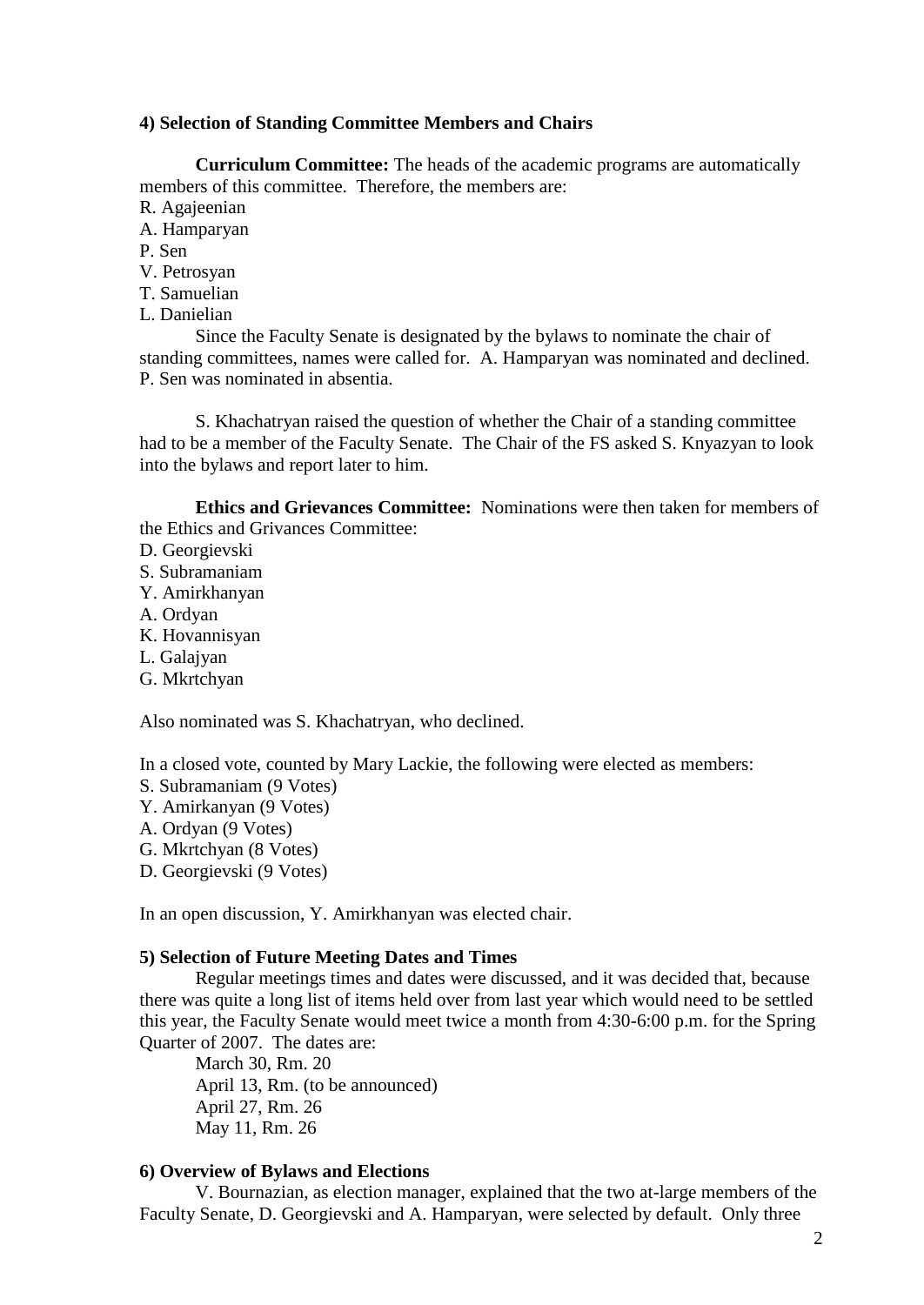**4) Selection of Standing Committee Members and Chairs**

**Curriculum Committee:** The heads of the academic programs are automatically members of this committee. Therefore, the members are:

R. Agajeenian
A. Hamparyan
P. Sen
V. Petrosyan
T. Samuelian
L. Danielian

Since the Faculty Senate is designated by the bylaws to nominate the chair of standing committees, names were called for. A. Hamparyan was nominated and declined. P. Sen was nominated in absentia.

S. Khachatryan raised the question of whether the Chair of a standing committee had to be a member of the Faculty Senate. The Chair of the FS asked S. Knyazyan to look into the bylaws and report later to him.

**Ethics and Grievances Committee:** Nominations were then taken for members of the Ethics and Grivances Committee:

D. Georgievski
S. Subramaniam
Y. Amirkhanyan
A. Ordyan
K. Hovannisyan
L. Galajyan
G. Mkrtchyan

Also nominated was S. Khachatryan, who declined.

In a closed vote, counted by Mary Lackie, the following were elected as members:

S. Subramaniam (9 Votes)
Y. Amirkanyan (9 Votes)
A. Ordyan (9 Votes)
G. Mkrtchyan (8 Votes)
D. Georgievski (9 Votes)

In an open discussion, Y. Amirkhanyan was elected chair.

**5) Selection of Future Meeting Dates and Times**

Regular meetings times and dates were discussed, and it was decided that, because there was quite a long list of items held over from last year which would need to be settled this year, the Faculty Senate would meet twice a month from 4:30-6:00 p.m. for the Spring Quarter of 2007. The dates are:

March 30, Rm. 20
April 13, Rm. (to be announced)
April 27, Rm. 26
May 11, Rm. 26

**6) Overview of Bylaws and Elections**

V. Bournazian, as election manager, explained that the two at-large members of the Faculty Senate, D. Georgievski and A. Hamparyan, were selected by default. Only three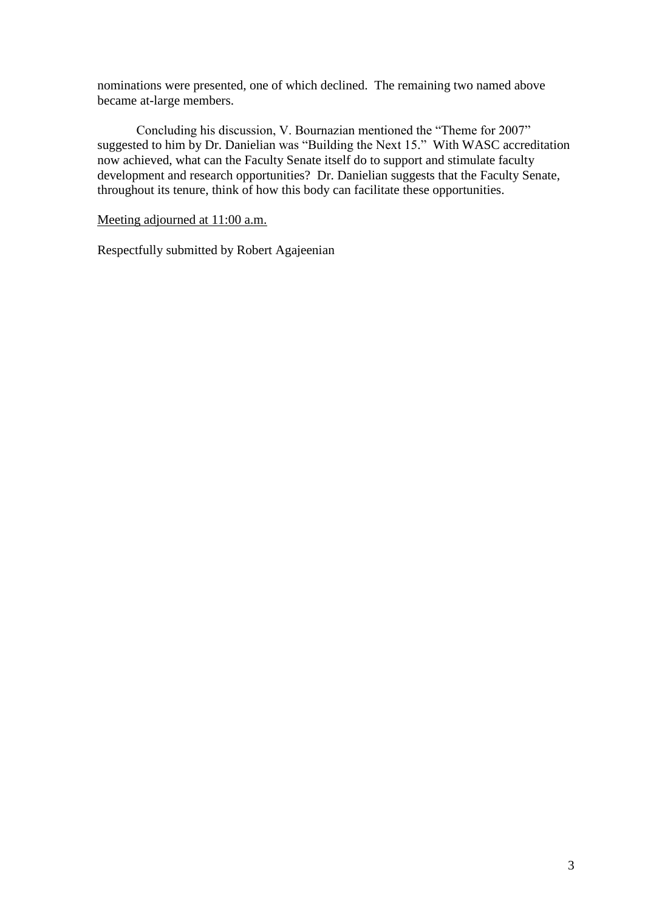nominations were presented, one of which declined. The remaining two named above became at-large members.

Concluding his discussion, V. Bournazian mentioned the "Theme for 2007" suggested to him by Dr. Danielian was "Building the Next 15." With WASC accreditation now achieved, what can the Faculty Senate itself do to support and stimulate faculty development and research opportunities? Dr. Danielian suggests that the Faculty Senate, throughout its tenure, think of how this body can facilitate these opportunities.

<u>Meeting adjourned at 11:00 a.m.</u>

Respectfully submitted by Robert Agajeenian